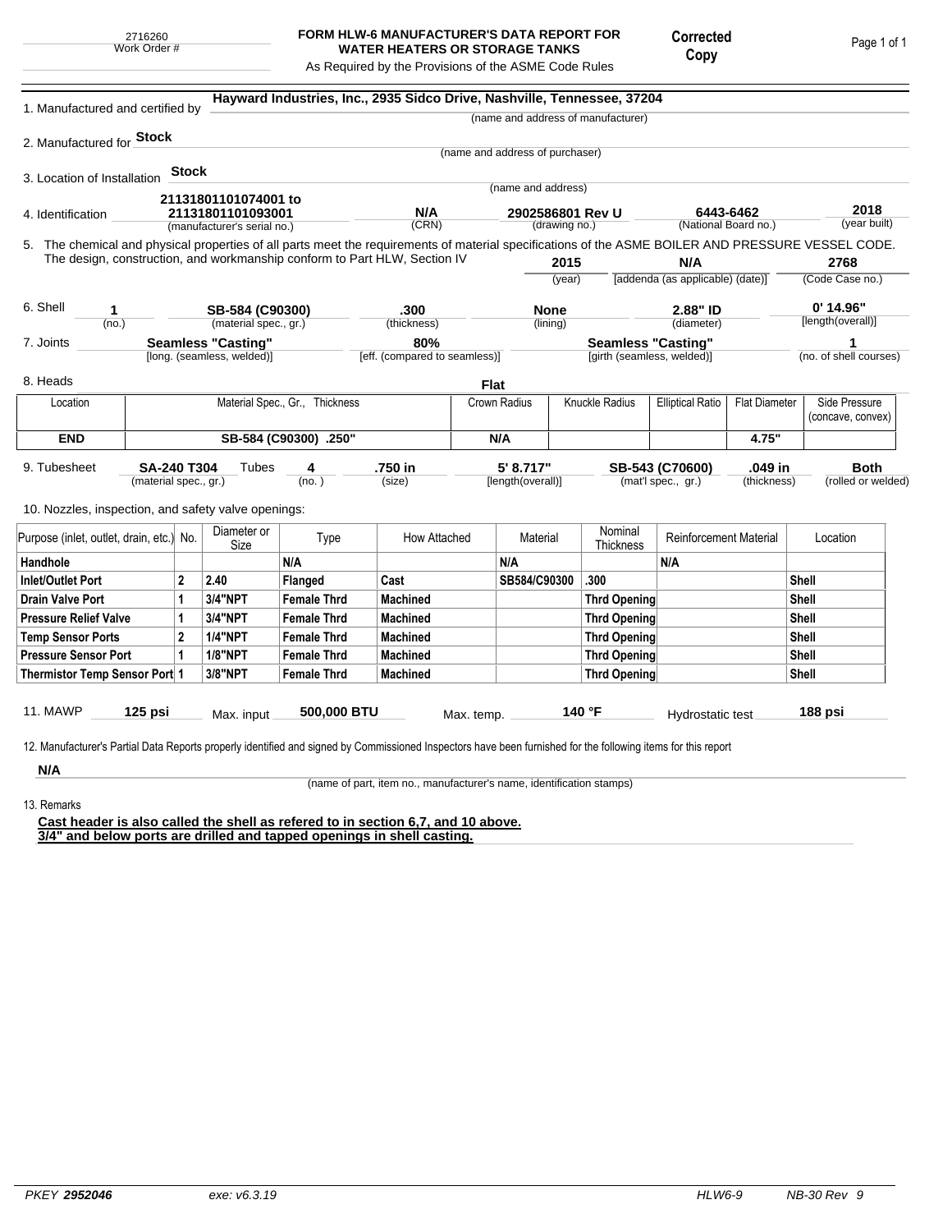2716260
Work Order #

**FORM HLW-6 MANUFACTURER'S DATA REPORT FOR WATER HEATERS OR STORAGE TANKS**

As Required by the Provisions of the ASME Code Rules

**Corrected Copy**

1. Manufactured and certified by **Hayward Industries, Inc., 2935 Sidco Drive, Nashville, Tennessee, 37204**
(name and address of manufacturer)

2. Manufactured for **Stock**
(name and address of purchaser)

3. Location of Installation **Stock**
(name and address)

4. Identification **21131801101074001 to 21131801101093001** (manufacturer's serial no.) **N/A** (CRN) **2902586801 Rev U** (drawing no.) **6443-6462** (National Board no.) **2018** (year built)

5. The chemical and physical properties of all parts meet the requirements of material specifications of the ASME BOILER AND PRESSURE VESSEL CODE. The design, construction, and workmanship conform to Part HLW, Section IV **2015** (year) **N/A** [addenda (as applicable) (date)] **2768** (Code Case no.)

6. Shell **1** (no.) **SB-584 (C90300)** (material spec., gr.) **.300** (thickness) **None** (lining) **2.88" ID** (diameter) **0' 14.96"** [length(overall)]

7. Joints **Seamless "Casting"** [long. (seamless, welded)] **80%** [eff. (compared to seamless)] **Seamless "Casting"** [girth (seamless, welded)] **1** (no. of shell courses)

8. Heads **Flat**

| Location | Material Spec., Gr., Thickness | Crown Radius | Knuckle Radius | Elliptical Ratio | Flat Diameter | Side Pressure (concave, convex) |
|---|---|---|---|---|---|---|
| **END** | **SB-584 (C90300) .250"** | **N/A** | | | **4.75"** | |

9. Tubesheet **SA-240 T304** (material spec., gr.) Tubes **4** (no.) **.750 in** (size) **5' 8.717"** [length(overall)] **SB-543 (C70600)** (mat'l spec., gr.) **.049 in** (thickness) **Both** (rolled or welded)

10. Nozzles, inspection, and safety valve openings:

| Purpose (inlet, outlet, drain, etc.) | No. | Diameter or Size | Type | How Attached | Material | Nominal Thickness | Reinforcement Material | Location |
|---|---|---|---|---|---|---|---|---|
| **Handhole** | | | **N/A** | | **N/A** | | **N/A** | |
| **Inlet/Outlet Port** | **2** | **2.40** | **Flanged** | **Cast** | **SB584/C90300** | **.300** | | **Shell** |
| **Drain Valve Port** | **1** | **3/4"NPT** | **Female Thrd** | **Machined** | | **Thrd Opening** | | **Shell** |
| **Pressure Relief Valve** | **1** | **3/4"NPT** | **Female Thrd** | **Machined** | | **Thrd Opening** | | **Shell** |
| **Temp Sensor Ports** | **2** | **1/4"NPT** | **Female Thrd** | **Machined** | | **Thrd Opening** | | **Shell** |
| **Pressure Sensor Port** | **1** | **1/8"NPT** | **Female Thrd** | **Machined** | | **Thrd Opening** | | **Shell** |
| **Thermistor Temp Sensor Port** | **1** | **3/8"NPT** | **Female Thrd** | **Machined** | | **Thrd Opening** | | **Shell** |

11. MAWP **125 psi** Max. input **500,000 BTU** Max. temp. **140 °F** Hydrostatic test **188 psi**

12. Manufacturer's Partial Data Reports properly identified and signed by Commissioned Inspectors have been furnished for the following items for this report

**N/A**
(name of part, item no., manufacturer's name, identification stamps)

13. Remarks

**Cast header is also called the shell as refered to in section 6,7, and 10 above.**
**3/4" and below ports are drilled and tapped openings in shell casting.**

PKEY **2952046** exe: v6.3.19 HLW6-9 NB-30 Rev 9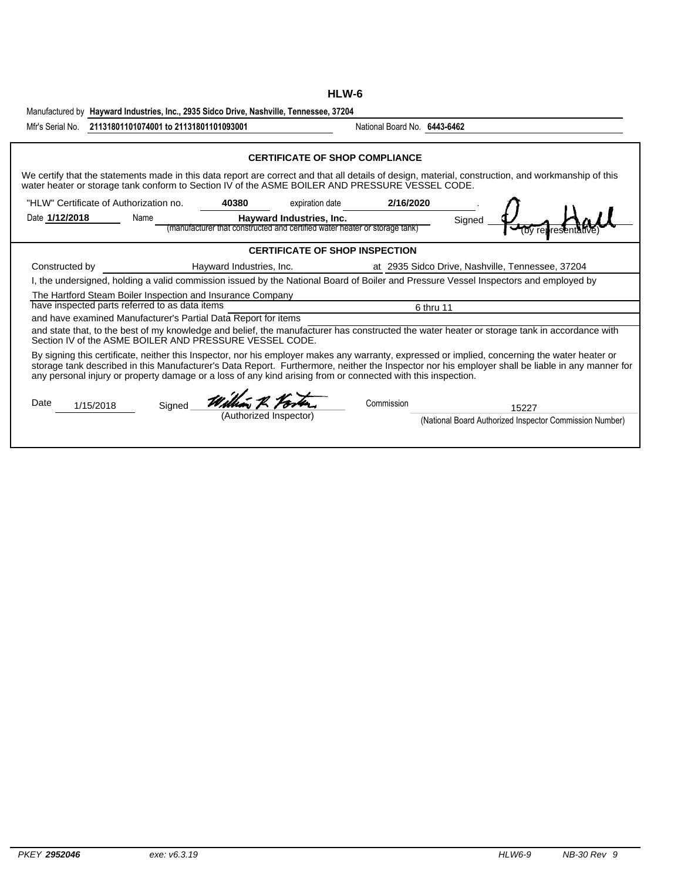# HLW-6

Manufactured by **Hayward Industries, Inc., 2935 Sidco Drive, Nashville, Tennessee, 37204**

Mfr's Serial No. **21131801101074001 to 21131801101093001** National Board No. **6443-6462**

## CERTIFICATE OF SHOP COMPLIANCE

We certify that the statements made in this data report are correct and that all details of design, material, construction, and workmanship of this water heater or storage tank conform to Section IV of the ASME BOILER AND PRESSURE VESSEL CODE.

"HLW" Certificate of Authorization no. **40380** expiration date **2/16/2020**.

Date **1/12/2018** Name **Hayward Industries, Inc.** Signed

(manufacturer that constructed and certified water heater or storage tank) (by representative)

## CERTIFICATE OF SHOP INSPECTION

Constructed by Hayward Industries, Inc. at 2935 Sidco Drive, Nashville, Tennessee, 37204

I, the undersigned, holding a valid commission issued by the National Board of Boiler and Pressure Vessel Inspectors and employed by The Hartford Steam Boiler Inspection and Insurance Company

have inspected parts referred to as data items 6 thru 11

and have examined Manufacturer's Partial Data Report for items

and state that, to the best of my knowledge and belief, the manufacturer has constructed the water heater or storage tank in accordance with Section IV of the ASME BOILER AND PRESSURE VESSEL CODE.

By signing this certificate, neither this Inspector, nor his employer makes any warranty, expressed or implied, concerning the water heater or storage tank described in this Manufacturer's Data Report. Furthermore, neither the Inspector nor his employer shall be liable in any manner for any personal injury or property damage or a loss of any kind arising from or connected with this inspection.

Date 1/15/2018 Signed (Authorized Inspector) Commission 15227 (National Board Authorized Inspector Commission Number)

*PKEY 2952046* *exe: v6.3.19* *HLW6-9* *NB-30 Rev 9*